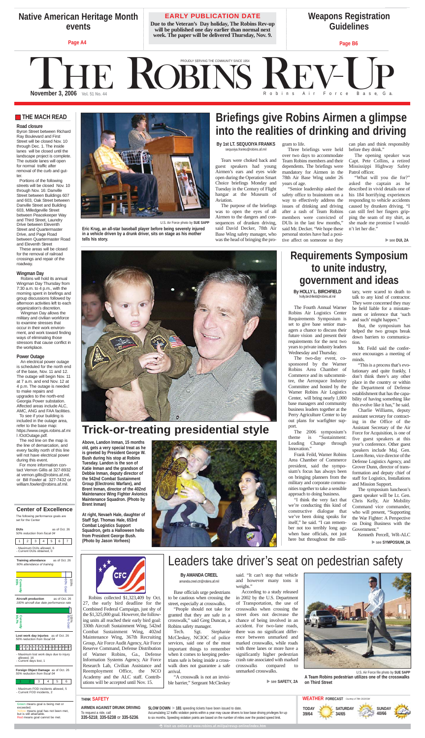# Native American Heritage Month events

Page A4

**EARLY PUBLICATION DATE**

**Due to the Veteran's Day holiday, The Robins Rev-up will be published one day earlier than normal next week. The paper will be delivered Thursday, Nov. 9.**

# Weapons Registration Guidelines

Page B6

# THE ROBINS REV-UP

PROUDLY SERVING THE COMMUNITY SINCE 1954

**November 3, 2006** Vol. 51 No. 44 — Robins Air Force Base, Ga.

## THE MACH READ

**Road closure**

Byron Street between Richard Ray Boulevard and First Street will be closed Nov. 10 through Dec. 1. The inside lanes will be closed until the landscape project is complete. The outside lanes will open for normal traffic after removal of the curb and gutter.

Portions of the following streets will be closed Nov. 10 through Nov. 16: Danville Street between Buildings 607 and 603, Oak Street between Danville Street and Building 603, Milledgeville Street between Peacekeeper Way and Third Street, Laundry Drive between Eleventh Street and Quartermaster Drive, and Page Road between Quartermaster Road and Eleventh Street

These areas will be closed for the removal of railroad crossings and repair of the roadway.

**Wingman Day**

Robins will hold its annual Wingman Day Thursday from 7:30 a.m. to 4 p.m.. with the morning spent in briefings and group discussions followed by afternoon activities left to each organization's discretion.

Wingman Day allows the military and civilian workforce to examine stresses that occur in their work environment, and work toward finding ways of eliminating those stressors that cause conflict in the workplace.

**Power Outage**

An electrical power outage is scheduled for the north end of the base, Nov. 11 and 12. The outage will begin Nov. 11 at 7 a.m. and end Nov. 12 at 4 p.m. The outage is needed to make repairs and upgrades to the north-end Georgia Power substation. Affected areas include ALC, AMC, ANG and FAA facilities.

To see if your building is included in the outage area, refer to the base map: https://www.cegis.robins.af.mil /OctOutage.pdf.

The red line on the map is the line of demarcation, and every facility north of this line will not have electrical power during this event.

For more information contact Vernon Gillis at 327-8932 at vernon.gillis@robins.af.mil, or Bill Fowler at 327-7432 or william.fowler@robins.af.mil.

## Center of Excellence

The following performance goals are set for the Center

**DUIs** as of Oct. 26
50% reduction from fiscal 04

| 1 | 2 | 3 | 4 | 5 | 6 | 7 |
|---|---|---|---|---|---|---|

- Maximum DUIs allowed, 6
- Current DUIs obtained, 0

**Training attendance** as of Oct. 26
90% attendance of training

Currently 89% — 90% Goal — 100%

**Aircraft production** as of Oct. 26
100% aircraft due date performance rate

Currently 95.7% — 95% Goal — 100%

**Lost work day injuries** as of Oct. 26
50% reduction from fiscal 04

| 1 | 2 | 3 | 4 | 5 | 6 | 7 | 8 | 9 | 10 | 11 | 12 | 13 | 14 | 15 | 16 | 17 |
|---|---|---|---|---|---|---|---|---|---|---|---|---|---|---|---|---|

- Maximum lost work days due to injury allowed, 16
- Current days lost, 1

**Foreign Object Damage** as of Oct. 26
50% reduction from fiscal 04

| 1 | 2 | 3 | 4 | 5 | 6 |
|---|---|---|---|---|---|

- Maximum FOD incidents allowed, 5
- Current FOD incidents, 2

Green means goal is being met or exceeded.
Yellow means goal has not been met, but is still attainable.
Red means goal cannot be met.

U.S. Air Force photo by SUE SAPP

**Eric Krug, an all-star baseball player before being severely injured in a vehicle driven by a drunk driver, sits on stage as his mother tells his story.**

# Briefings give Robins Airmen a glimpse into the realities of drinking and driving

**By 1st LT. SEQUOIYA FRANKS**
sequoiya.franks@robins.af.mil

Tears were choked back and guest speakers had young Airmen's ears and eyes wide open during the Operation Smart Choice briefings Monday and Tuesday in the Century of Flight hangar at the Museum of Aviation.

The purpose of the briefings was to open the eyes of all Airmen to the dangers and consequences of drunken driving, said David Decker, 78th Air Base Wing safety manager, who was the head of bringing the program to life.

Three briefings were held over two days to accommodate Team Robins members and their dependents. The briefings were mandatory for Airmen in the 78th Air Base Wing under 26 years of age.

"Senior leadership asked the safety office to brainstorm on a way to effectively address the issues of drinking and driving after a rash of Team Robins members were convicted of DUIs in the last few months," said Mr. Decker. "We hope these personal stories have had a positive affect on someone so they can plan and think responsibly before they drink."

The opening speaker was Capt. Pete Collins, a retired Mississippi Highway Safety Patrol officer.

"What will you die for?" asked the captain as he described in vivid details one of his 184 horrifying experiences responding to vehicle accidents caused by drunken driving. "I can still feel her fingers gripping the seam of my shirt, as she made me promise I wouldn't let her die."

see **DUI, 2A**

# Trick-or-treating presidential style

**Above, Landon Inman, 15 months old, gets a very special treat as he is greeted by President George W. Bush during his stop at Robins Tuesday. Landon is the son of Katie Inman and the grandson of Debbie Inman, deputy director of the 542nd Combat Sustainment Group (Electronic Warfare), and Brent Inman, director of the 402nd Maintenance Wing Fighter Avionics Maintenance Squadron. (Photo by Brent Inman)**

**At right, Nevaeh Hale, daughter of Staff Sgt. Thomas Hale, 653rd Combat Logistics Support Squadron, gets a Halloween hello from President George Bush. (Photo by Jason Vorhees)**

# Requirements Symposium to unite industry, government and ideas

**By HOLLY L. BIRCHFIELD**
holly.birchfield@robins.af.mil

The Fourth Annual Warner Robins Air Logistics Center Requirements Symposium is set to give base senior managers a chance to discuss their future vision and present their requirements for the next two years to private industry leaders Wednesday and Thursday.

The two-day event, co-sponsored by the Warner Robins Area Chamber of Commerce and its subcommittee, the Aerospace Industry Committee and hosted by the Warner Robins Air Logistics Center, will bring nearly 1,000 base managers and community business leaders together at the Perry Agriculture Center to lay out plans for warfighter support.

The 2006 symposium's theme is "Sustainment: Leading Change through Innovation."

Frank Feild, Warner Robins Area Chamber of Commerce president, said the symposium's focus has always been on bringing planners from the military and corporate communities together to take a sensible approach to doing business.

"I think the very fact that we're conducting this kind of constructive dialogue that we've been doing speaks for itself," he said. "I can remember not too terribly long ago when base officials, not just here but throughout the military, were scared to death to talk to any kind of contractor. They were concerned they may be held liable for a misstatement or inference that 'such and such' might happen."

But, the symposium has helped the two groups break down barriers to communication.

Mr. Feild said the conference encourages a meeting of minds.

"This is a process that's evolutionary and quite frankly, I don't think there's any other place in the country or within the Department of Defense establishment that has the capability of having something like this evolve like it has," he said.

Charlie Williams, deputy assistant secretary for contracting in the Office of the Assistant Secretary of the Air Force for Acquisition, is one of five guest speakers at this year's conference. Other guest speakers include Maj. Gen. Loren Reno, vice director of the Defense Logistics Agency, and Grover Dunn, director of transformation and deputy chief of staff for Logistics, Installations and Mission Support.

The symposium luncheon's guest speaker will be Lt. Gen. Chris Kelly, Air Mobility Command vice commander, who will present, "Supporting the War Fighter: A Perspective on Doing Business with the Government."

Kenneth Percell, WR-ALC

see **SYMPOSIUM, 2A**

CFC

Robins collected $1,323,409 by Oct. 27, the early bird deadline for the Combined Federal Campaign, just shy of the $1,325,000 goal. However, the following units all reached their early bird goal: 330th Aircraft Sustainment Wing, 542nd Combat Sustainment Wing, 402nd Maintenance Wing, 367th Recruiting Group, Air Force Audit Agency, Air Force Reserve Command, Defense Distribution of Warner Robins, Ga., Defense Information Systems Agency, Air Force Research Lab, Civilian Assistance and Reemployment Office, the NCO Academy and the ALC staff. Contributions will be accepted until Nov. 15.

# Leaders take driver's seat on pedestrian safety

**By AMANDA CREEL**
amanda.creel.ctr@robins.af.mil

Base officials urge pedestrians to be cautious when crossing the street, especially at crosswalks.

"People should not take for granted that they are safe in a crosswalk," said Greg Duncan, a Robins safety manager.

Tech. Sgt. Stephanie McCleskey, NCOIC of police services, said one of the most important things to remember when it comes to keeping pedestrians safe is being inside a crosswalk does not guarantee a safe arrival.

"A crosswalk is not an invisible barrier," Sergeant McCleskey said. "It can't stop that vehicle and however many tons it weighs."

According to a study released in 2002 by the U.S. Department of Transportation, the use of crosswalks when crossing the street does not decrease the chance of being involved in an accident. For two-lane roads, there was no significant difference between unmarked and marked crosswalks, while roads with three lanes or more have a significantly higher pedestrian crash rate associated with marked crosswalks compared to unmarked crosswalks.

see **SAFETY, 2A**

U.S. Air Force file photo by SUE SAPP

**A Team Robins pedestrian utilizes one of the crosswalks on Third Street**

**THINK SAFETY**

**AIRMEN AGAINST DRUNK DRIVING**
To request a ride, call
**335-5218**, **335-5238** or **335-5236**.

**SLOW DOWN** **181** speeding tickets have been issued to date.
Accumulating 12 traffic violation points within a year may cause drivers to lose base driving privileges for up to six months. Speeding violation points are based on the number of miles over the posted speed limit.

**WEATHER FORECAST** Courtesy of 78th OSS/OSW

| TODAY | SATURDAY | SUNDAY |
|---|---|---|
| 39/64 | 34/65 | 40/66 |

Visit us online at www.robins.af.mil/pa/revup-online/index.htm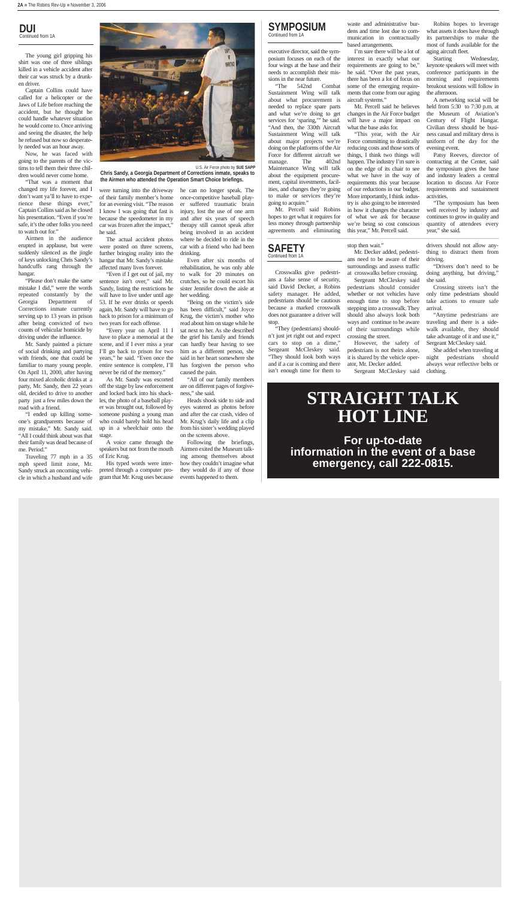## DUI

Continued from 1A

The young girl gripping his shirt was one of three siblings killed in a vehicle accident after their car was struck by a drunken driver.

Captain Collins could have called for a helicopter or the Jaws of Life before reaching the accident, but he thought he could handle whatever situation he would come to. Once arriving and seeing the disaster, the help he refused but now so desperately needed was an hour away.

Now, he was faced with going to the parents of the victims to tell them their three children would never come home.

"That was a moment that changed my life forever, and I don't want ya'll to have to experience these things ever," Captain Collins said as he closed his presentation. "Even if you're safe, it's the other folks you need to watch out for."

Airmen in the audience erupted in applause, but were suddenly silenced as the jingle of keys unlocking Chris Sandy's handcuffs rang through the hangar.

"Please don't make the same mistake I did," were the words repeated constantly by the Georgia Department of Corrections inmate currently serving up to 13 years in prison after being convicted of two counts of vehicular homicide by driving under the influence.

Mr. Sandy painted a picture of social drinking and partying with friends, one that could be familiar to many young people. On April 11, 2000, after having four mixed alcoholic drinks at a party, Mr. Sandy, then 22 years old, decided to drive to another party just a few miles down the road with a friend.

"I ended up killing someone's grandparents because of my mistake," Mr. Sandy said. "All I could think about was that their family was dead because of me. Period."

Traveling 77 mph in a 35 mph speed limit zone, Mr. Sandy struck an oncoming vehicle in which a husband and wife were turning into the driveway of their family member's home for an evening visit. "The reason I know I was going that fast is because the speedometer in my car was frozen after the impact," he said.

U.S. Air Force photo by SUE SAPP

**Chris Sandy, a Georgia Department of Corrections inmate, speaks to the Airmen who attended the Operation Smart Choice briefings.**

The actual accident photos were posted on three screens, further bringing reality into the hangar that Mr. Sandy's mistake affected many lives forever.

"Even if I get out of jail, my sentence isn't over," said Mr. Sandy, listing the restrictions he will have to live under until age 53. If he ever drinks or speeds again, Mr. Sandy will have to go back to prison for a minimum of two years for each offense.

"Every year on April 11 I have to place a memorial at the scene, and if I ever miss a year I'll go back to prison for two years," he said. "Even once the entire sentence is complete, I'll never be rid of the memory."

As Mr. Sandy was escorted off the stage by law enforcement and locked back into his shackles, the photo of a baseball player was brought out, followed by someone pushing a young man who could barely hold his head up in a wheelchair onto the stage.

A voice came through the speakers but not from the mouth of Eric Krug.

His typed words were interpreted through a computer program that Mr. Krug uses because he can no longer speak. The once-competitive baseball player suffered traumatic brain injury, lost the use of one arm and after six years of speech therapy still cannot speak after being involved in an accident where he decided to ride in the car with a friend who had been drinking.

Even after six months of rehabilitation, he was only able to walk for 20 minutes on crutches, so he could escort his sister Jennifer down the aisle at her wedding.

"Being on the victim's side has been difficult," said Joyce Krug, the victim's mother who read about him on stage while he sat next to her. As she described the grief his family and friends can hardly bear having to see him as a different person, she said in her heart somewhere she has forgiven the person who caused the pain.

"All of our family members are on different pages of forgiveness," she said.

Heads shook side to side and eyes watered as photos before and after the car crash, video of Mr. Krug's daily life and a clip from his sister's wedding played on the screens above.

Following the briefings, Airmen exited the Museum talking among themselves about how they couldn't imagine what they would do if any of those events happened to them.

## SYMPOSIUM

Continued from 1A

executive director, said the symposium focuses on each of the four wings at the base and their needs to accomplish their missions in the near future.

"The 542nd Combat Sustainment Wing will talk about what procurement is needed to replace spare parts and what we're doing to get services for 'sparing,'" he said. "And then, the 330th Aircraft Sustainment Wing will talk about major projects we're doing on the platforms of the Air Force for different aircraft we manage. The 402nd Maintenance Wing will talk about the equipment procurement, capital investments, facilities, and changes they're going to make or services they're going to acquire."

Mr. Percell said Robins hopes to get what it requires for less money through partnership agreements and eliminating waste and administrative burdens and time lost due to communication in contractually based arrangements.

I'm sure there will be a lot of interest in exactly what our requirements are going to be," he said. "Over the past years, there has been a lot of focus on some of the emerging requirements that come from our aging aircraft systems."

Mr. Percell said he believes changes in the Air Force budget will have a major impact on what the base asks for.

"This year, with the Air Force committing to drastically reducing costs and those sorts of things, I think two things will happen. The industry I'm sure is on the edge of its chair to see what we have in the way of requirements this year because of our reductions in our budget. More importantly, I think industry is also going to be interested in how it changes the character of what we ask for because we're being so cost conscious this year," Mr. Percell said.

Robins hopes to leverage what assets it does have through its partnerships to make the most of funds available for the aging aircraft fleet.

Starting Wednesday, keynote speakers will meet with conference participants in the morning and requirements breakout sessions will follow in the afternoon.

A networking social will be held from 5:30 to 7:30 p.m. at the Museum of Aviation's Century of Flight Hangar. Civilian dress should be business casual and military dress is uniform of the day for the evening event.

Patsy Reeves, director of contracting at the Center, said the symposium gives the base and industry leaders a central location to discuss Air Force requirements and sustainment activities.

"The symposium has been well received by industry and continues to grow in quality and quantity of attendees every year," she said.

## SAFETY

Continued from 1A

Crosswalks give pedestrians a false sense of security, said David Decker, a Robins safety manager. He added, pedestrians should be cautious because a marked crosswalk does not guarantee a driver will stop.

"They (pedestrians) shouldn't just jet right out and expect cars to stop on a dime," Sergeant McCleskey said. "They should look both ways and if a car is coming and there isn't enough time for them to stop then wait."

Mr. Decker added, pedestrians need to be aware of their surroundings and assess traffic at crosswalks before crossing.

Sergeant McCleskey said pedestrians should consider whether or not vehicles have enough time to stop before stepping into a crosswalk. They should also always look both ways and continue to be aware of their surroundings while crossing the street.

However, the safety of pedestrians is not theirs alone, it is shared by the vehicle operator, Mr. Decker added.

Sergeant McCleskey said drivers should not allow anything to distract them from driving.

"Drivers don't need to be doing anything, but driving," she said.

Crossing streets isn't the only time pedestrians should take actions to ensure safe arrival.

"Anytime pedestrians are traveling and there is a sidewalk available, they should take advantage of it and use it," Sergeant McCleskey said.

She added when traveling at night pedestrians should always wear reflective belts or clothing.

# STRAIGHT TALK HOT LINE

**For up-to-date information in the event of a base emergency, call 222-0815.**